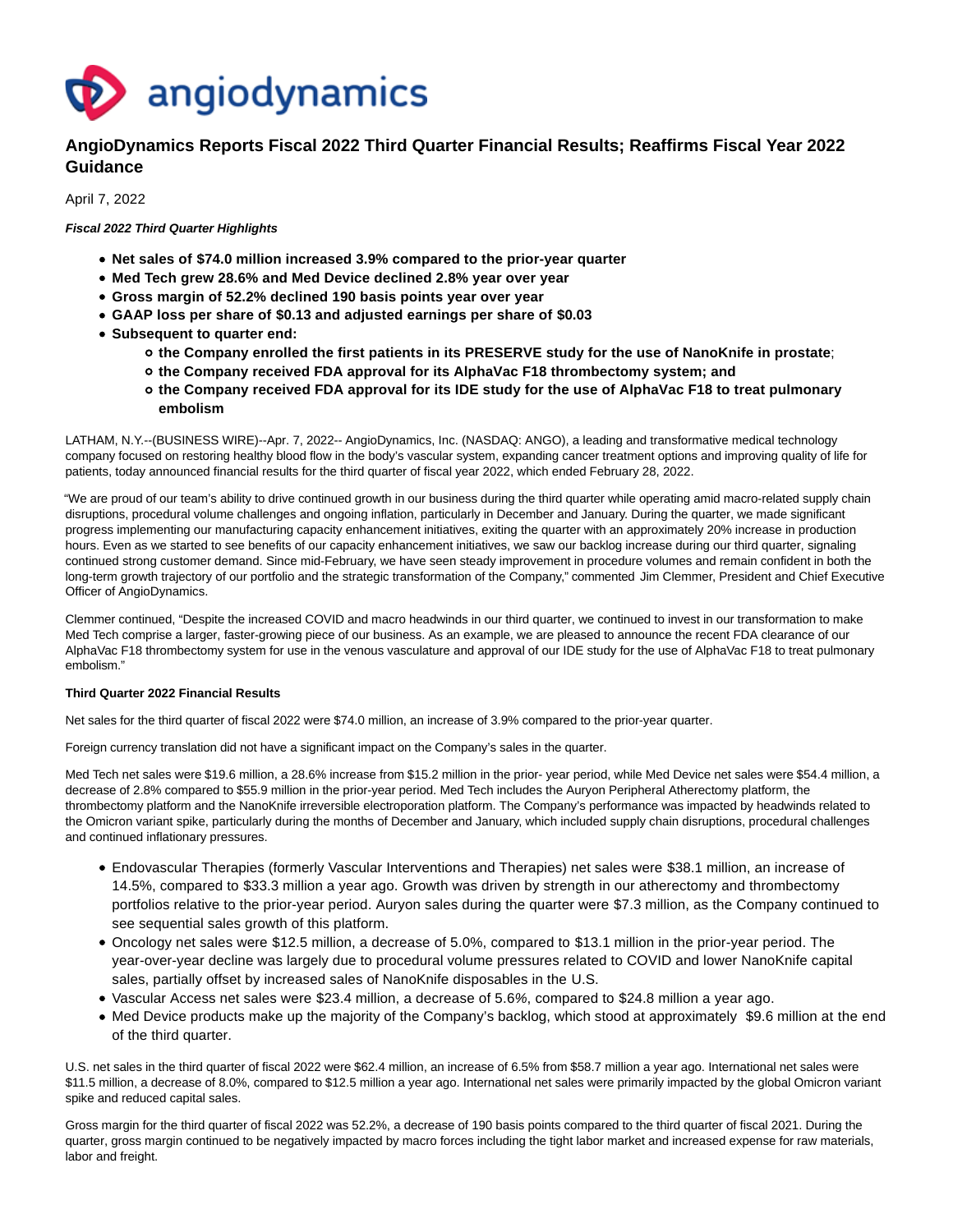angiodynamics

# AngioDynamics Reports Fiscal 2022 Third Quarter Financial Results; Reaffirms Fiscal Year 2022 Guidance

April 7, 2022

***Fiscal 2022 Third Quarter Highlights***

- **Net sales of $74.0 million increased 3.9% compared to the prior-year quarter**
- **Med Tech grew 28.6% and Med Device declined 2.8% year over year**
- **Gross margin of 52.2% declined 190 basis points year over year**
- **GAAP loss per share of $0.13 and adjusted earnings per share of $0.03**
- **Subsequent to quarter end:**
  - **the Company enrolled the first patients in its PRESERVE study for the use of NanoKnife in prostate**;
  - **the Company received FDA approval for its AlphaVac F18 thrombectomy system; and**
  - **the Company received FDA approval for its IDE study for the use of AlphaVac F18 to treat pulmonary embolism**

LATHAM, N.Y.--(BUSINESS WIRE)--Apr. 7, 2022-- AngioDynamics, Inc. (NASDAQ: ANGO), a leading and transformative medical technology company focused on restoring healthy blood flow in the body's vascular system, expanding cancer treatment options and improving quality of life for patients, today announced financial results for the third quarter of fiscal year 2022, which ended February 28, 2022.

"We are proud of our team's ability to drive continued growth in our business during the third quarter while operating amid macro-related supply chain disruptions, procedural volume challenges and ongoing inflation, particularly in December and January. During the quarter, we made significant progress implementing our manufacturing capacity enhancement initiatives, exiting the quarter with an approximately 20% increase in production hours. Even as we started to see benefits of our capacity enhancement initiatives, we saw our backlog increase during our third quarter, signaling continued strong customer demand. Since mid-February, we have seen steady improvement in procedure volumes and remain confident in both the long-term growth trajectory of our portfolio and the strategic transformation of the Company," commented Jim Clemmer, President and Chief Executive Officer of AngioDynamics.

Clemmer continued, "Despite the increased COVID and macro headwinds in our third quarter, we continued to invest in our transformation to make Med Tech comprise a larger, faster-growing piece of our business. As an example, we are pleased to announce the recent FDA clearance of our AlphaVac F18 thrombectomy system for use in the venous vasculature and approval of our IDE study for the use of AlphaVac F18 to treat pulmonary embolism."

**Third Quarter 2022 Financial Results**

Net sales for the third quarter of fiscal 2022 were $74.0 million, an increase of 3.9% compared to the prior-year quarter.

Foreign currency translation did not have a significant impact on the Company's sales in the quarter.

Med Tech net sales were $19.6 million, a 28.6% increase from $15.2 million in the prior- year period, while Med Device net sales were $54.4 million, a decrease of 2.8% compared to $55.9 million in the prior-year period. Med Tech includes the Auryon Peripheral Atherectomy platform, the thrombectomy platform and the NanoKnife irreversible electroporation platform. The Company's performance was impacted by headwinds related to the Omicron variant spike, particularly during the months of December and January, which included supply chain disruptions, procedural challenges and continued inflationary pressures.

- Endovascular Therapies (formerly Vascular Interventions and Therapies) net sales were $38.1 million, an increase of 14.5%, compared to $33.3 million a year ago. Growth was driven by strength in our atherectomy and thrombectomy portfolios relative to the prior-year period. Auryon sales during the quarter were $7.3 million, as the Company continued to see sequential sales growth of this platform.
- Oncology net sales were $12.5 million, a decrease of 5.0%, compared to $13.1 million in the prior-year period. The year-over-year decline was largely due to procedural volume pressures related to COVID and lower NanoKnife capital sales, partially offset by increased sales of NanoKnife disposables in the U.S.
- Vascular Access net sales were $23.4 million, a decrease of 5.6%, compared to $24.8 million a year ago.
- Med Device products make up the majority of the Company's backlog, which stood at approximately $9.6 million at the end of the third quarter.

U.S. net sales in the third quarter of fiscal 2022 were $62.4 million, an increase of 6.5% from $58.7 million a year ago. International net sales were $11.5 million, a decrease of 8.0%, compared to $12.5 million a year ago. International net sales were primarily impacted by the global Omicron variant spike and reduced capital sales.

Gross margin for the third quarter of fiscal 2022 was 52.2%, a decrease of 190 basis points compared to the third quarter of fiscal 2021. During the quarter, gross margin continued to be negatively impacted by macro forces including the tight labor market and increased expense for raw materials, labor and freight.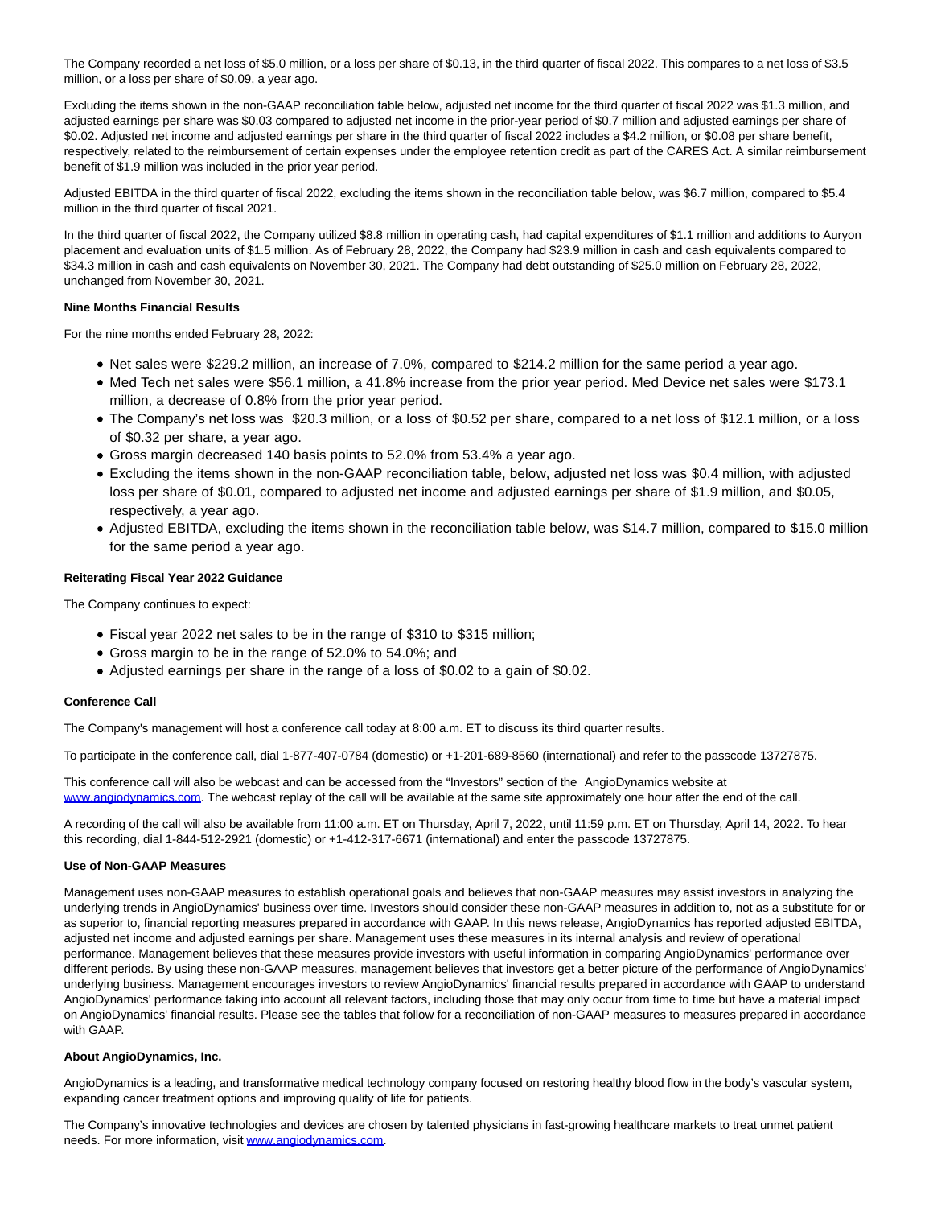The Company recorded a net loss of $5.0 million, or a loss per share of $0.13, in the third quarter of fiscal 2022. This compares to a net loss of $3.5 million, or a loss per share of $0.09, a year ago.

Excluding the items shown in the non-GAAP reconciliation table below, adjusted net income for the third quarter of fiscal 2022 was $1.3 million, and adjusted earnings per share was $0.03 compared to adjusted net income in the prior-year period of $0.7 million and adjusted earnings per share of $0.02. Adjusted net income and adjusted earnings per share in the third quarter of fiscal 2022 includes a $4.2 million, or $0.08 per share benefit, respectively, related to the reimbursement of certain expenses under the employee retention credit as part of the CARES Act. A similar reimbursement benefit of $1.9 million was included in the prior year period.

Adjusted EBITDA in the third quarter of fiscal 2022, excluding the items shown in the reconciliation table below, was $6.7 million, compared to $5.4 million in the third quarter of fiscal 2021.

In the third quarter of fiscal 2022, the Company utilized $8.8 million in operating cash, had capital expenditures of $1.1 million and additions to Auryon placement and evaluation units of $1.5 million. As of February 28, 2022, the Company had $23.9 million in cash and cash equivalents compared to $34.3 million in cash and cash equivalents on November 30, 2021. The Company had debt outstanding of $25.0 million on February 28, 2022, unchanged from November 30, 2021.

**Nine Months Financial Results**

For the nine months ended February 28, 2022:

- Net sales were $229.2 million, an increase of 7.0%, compared to $214.2 million for the same period a year ago.
- Med Tech net sales were $56.1 million, a 41.8% increase from the prior year period. Med Device net sales were $173.1 million, a decrease of 0.8% from the prior year period.
- The Company's net loss was $20.3 million, or a loss of $0.52 per share, compared to a net loss of $12.1 million, or a loss of $0.32 per share, a year ago.
- Gross margin decreased 140 basis points to 52.0% from 53.4% a year ago.
- Excluding the items shown in the non-GAAP reconciliation table, below, adjusted net loss was $0.4 million, with adjusted loss per share of $0.01, compared to adjusted net income and adjusted earnings per share of $1.9 million, and $0.05, respectively, a year ago.
- Adjusted EBITDA, excluding the items shown in the reconciliation table below, was $14.7 million, compared to $15.0 million for the same period a year ago.

**Reiterating Fiscal Year 2022 Guidance**

The Company continues to expect:

- Fiscal year 2022 net sales to be in the range of $310 to $315 million;
- Gross margin to be in the range of 52.0% to 54.0%; and
- Adjusted earnings per share in the range of a loss of $0.02 to a gain of $0.02.

**Conference Call**

The Company's management will host a conference call today at 8:00 a.m. ET to discuss its third quarter results.

To participate in the conference call, dial 1-877-407-0784 (domestic) or +1-201-689-8560 (international) and refer to the passcode 13727875.

This conference call will also be webcast and can be accessed from the "Investors" section of the AngioDynamics website at www.angiodynamics.com. The webcast replay of the call will be available at the same site approximately one hour after the end of the call.

A recording of the call will also be available from 11:00 a.m. ET on Thursday, April 7, 2022, until 11:59 p.m. ET on Thursday, April 14, 2022. To hear this recording, dial 1-844-512-2921 (domestic) or +1-412-317-6671 (international) and enter the passcode 13727875.

**Use of Non-GAAP Measures**

Management uses non-GAAP measures to establish operational goals and believes that non-GAAP measures may assist investors in analyzing the underlying trends in AngioDynamics' business over time. Investors should consider these non-GAAP measures in addition to, not as a substitute for or as superior to, financial reporting measures prepared in accordance with GAAP. In this news release, AngioDynamics has reported adjusted EBITDA, adjusted net income and adjusted earnings per share. Management uses these measures in its internal analysis and review of operational performance. Management believes that these measures provide investors with useful information in comparing AngioDynamics' performance over different periods. By using these non-GAAP measures, management believes that investors get a better picture of the performance of AngioDynamics' underlying business. Management encourages investors to review AngioDynamics' financial results prepared in accordance with GAAP to understand AngioDynamics' performance taking into account all relevant factors, including those that may only occur from time to time but have a material impact on AngioDynamics' financial results. Please see the tables that follow for a reconciliation of non-GAAP measures to measures prepared in accordance with GAAP.

**About AngioDynamics, Inc.**

AngioDynamics is a leading, and transformative medical technology company focused on restoring healthy blood flow in the body's vascular system, expanding cancer treatment options and improving quality of life for patients.

The Company's innovative technologies and devices are chosen by talented physicians in fast-growing healthcare markets to treat unmet patient needs. For more information, visit www.angiodynamics.com.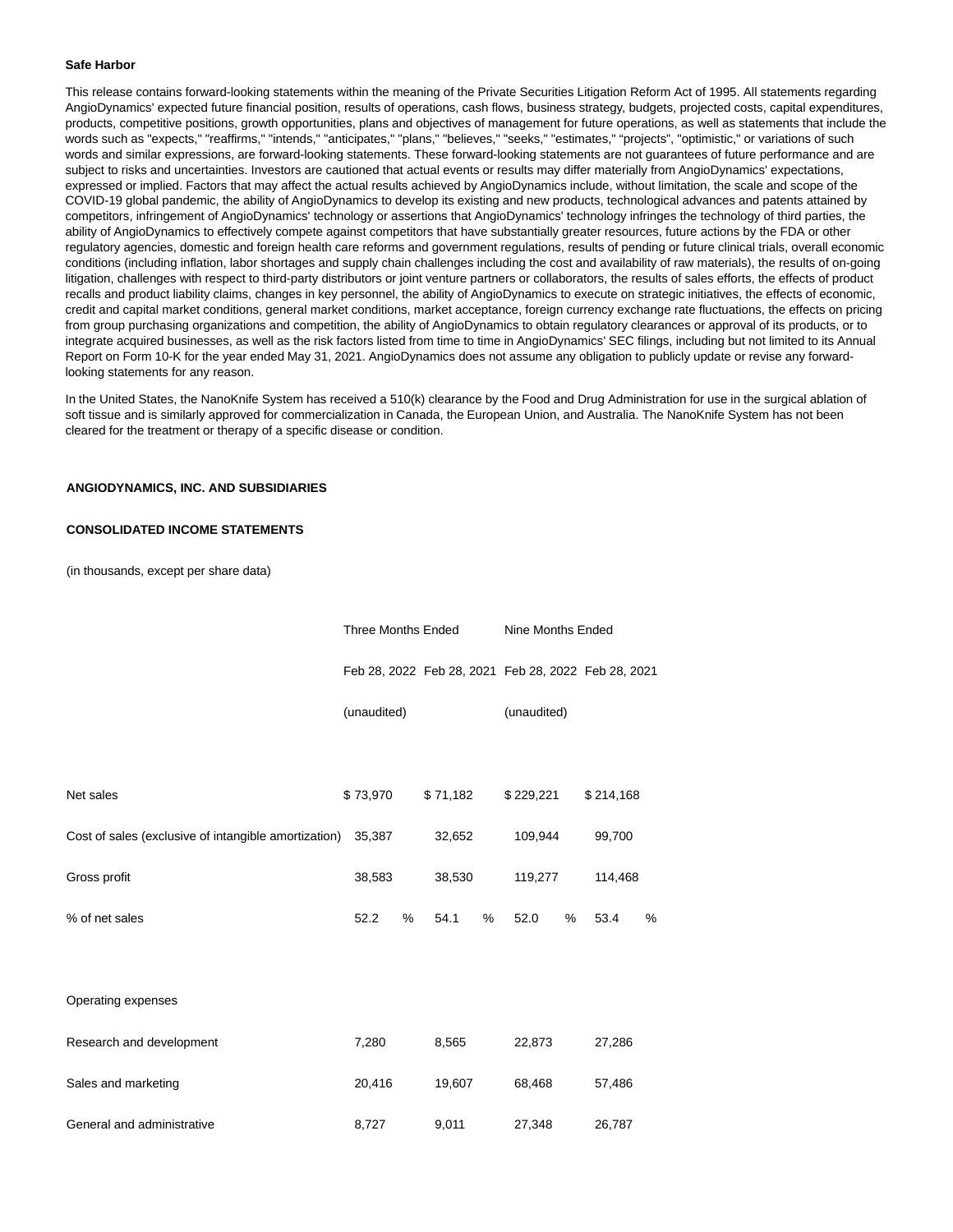**Safe Harbor**

This release contains forward-looking statements within the meaning of the Private Securities Litigation Reform Act of 1995. All statements regarding AngioDynamics' expected future financial position, results of operations, cash flows, business strategy, budgets, projected costs, capital expenditures, products, competitive positions, growth opportunities, plans and objectives of management for future operations, as well as statements that include the words such as "expects," "reaffirms," "intends," "anticipates," "plans," "believes," "seeks," "estimates," "projects", "optimistic," or variations of such words and similar expressions, are forward-looking statements. These forward-looking statements are not guarantees of future performance and are subject to risks and uncertainties. Investors are cautioned that actual events or results may differ materially from AngioDynamics' expectations, expressed or implied. Factors that may affect the actual results achieved by AngioDynamics include, without limitation, the scale and scope of the COVID-19 global pandemic, the ability of AngioDynamics to develop its existing and new products, technological advances and patents attained by competitors, infringement of AngioDynamics' technology or assertions that AngioDynamics' technology infringes the technology of third parties, the ability of AngioDynamics to effectively compete against competitors that have substantially greater resources, future actions by the FDA or other regulatory agencies, domestic and foreign health care reforms and government regulations, results of pending or future clinical trials, overall economic conditions (including inflation, labor shortages and supply chain challenges including the cost and availability of raw materials), the results of on-going litigation, challenges with respect to third-party distributors or joint venture partners or collaborators, the results of sales efforts, the effects of product recalls and product liability claims, changes in key personnel, the ability of AngioDynamics to execute on strategic initiatives, the effects of economic, credit and capital market conditions, general market conditions, market acceptance, foreign currency exchange rate fluctuations, the effects on pricing from group purchasing organizations and competition, the ability of AngioDynamics to obtain regulatory clearances or approval of its products, or to integrate acquired businesses, as well as the risk factors listed from time to time in AngioDynamics' SEC filings, including but not limited to its Annual Report on Form 10-K for the year ended May 31, 2021. AngioDynamics does not assume any obligation to publicly update or revise any forward-looking statements for any reason.

In the United States, the NanoKnife System has received a 510(k) clearance by the Food and Drug Administration for use in the surgical ablation of soft tissue and is similarly approved for commercialization in Canada, the European Union, and Australia. The NanoKnife System has not been cleared for the treatment or therapy of a specific disease or condition.

**ANGIODYNAMICS, INC. AND SUBSIDIARIES**

**CONSOLIDATED INCOME STATEMENTS**

(in thousands, except per share data)

| | Three Months Ended | | Nine Months Ended | |
|---|---|---|---|---|
| | Feb 28, 2022 | Feb 28, 2021 | Feb 28, 2022 | Feb 28, 2021 |
| | (unaudited) | | (unaudited) | |
| Net sales | $ 73,970 | $ 71,182 | $ 229,221 | $ 214,168 |
| Cost of sales (exclusive of intangible amortization) | 35,387 | 32,652 | 109,944 | 99,700 |
| Gross profit | 38,583 | 38,530 | 119,277 | 114,468 |
| % of net sales | 52.2 % | 54.1 % | 52.0 % | 53.4 % |
| | | | | |
| Operating expenses | | | | |
| Research and development | 7,280 | 8,565 | 22,873 | 27,286 |
| Sales and marketing | 20,416 | 19,607 | 68,468 | 57,486 |
| General and administrative | 8,727 | 9,011 | 27,348 | 26,787 |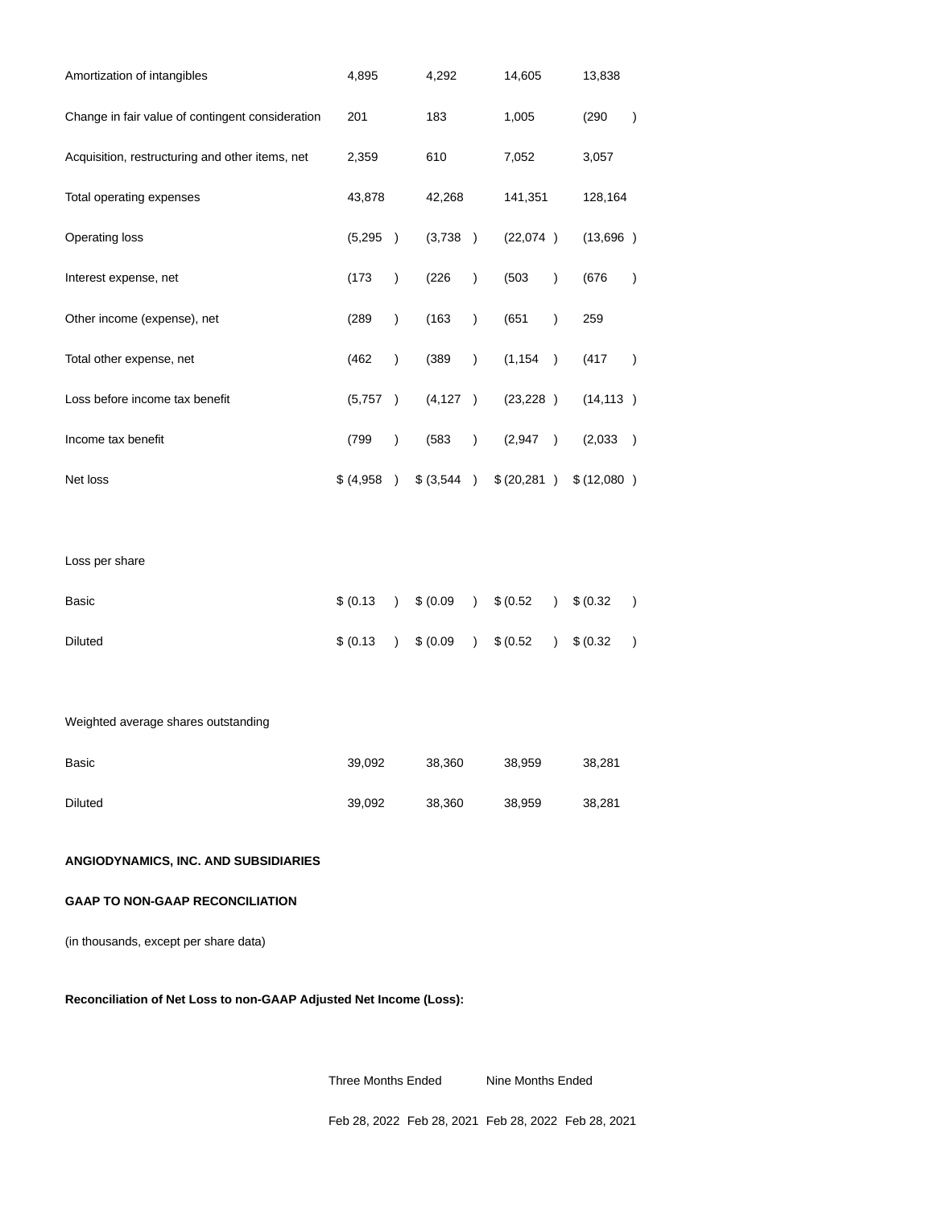| | | | | |
|---|---|---|---|---|
| Amortization of intangibles | 4,895 | 4,292 | 14,605 | 13,838 |
| Change in fair value of contingent consideration | 201 | 183 | 1,005 | (290) |
| Acquisition, restructuring and other items, net | 2,359 | 610 | 7,052 | 3,057 |
| Total operating expenses | 43,878 | 42,268 | 141,351 | 128,164 |
| Operating loss | (5,295) | (3,738) | (22,074) | (13,696) |
| Interest expense, net | (173) | (226) | (503) | (676) |
| Other income (expense), net | (289) | (163) | (651) | 259 |
| Total other expense, net | (462) | (389) | (1,154) | (417) |
| Loss before income tax benefit | (5,757) | (4,127) | (23,228) | (14,113) |
| Income tax benefit | (799) | (583) | (2,947) | (2,033) |
| Net loss | $ (4,958) | $ (3,544) | $ (20,281) | $ (12,080) |
| | | | | |
| Loss per share | | | | |
| Basic | $ (0.13) | $ (0.09) | $ (0.52) | $ (0.32) |
| Diluted | $ (0.13) | $ (0.09) | $ (0.52) | $ (0.32) |
| | | | | |
| Weighted average shares outstanding | | | | |
| Basic | 39,092 | 38,360 | 38,959 | 38,281 |
| Diluted | 39,092 | 38,360 | 38,959 | 38,281 |

**ANGIODYNAMICS, INC. AND SUBSIDIARIES**

**GAAP TO NON-GAAP RECONCILIATION**

(in thousands, except per share data)

**Reconciliation of Net Loss to non-GAAP Adjusted Net Income (Loss):**

| | Three Months Ended | | Nine Months Ended | |
|---|---|---|---|---|
| | Feb 28, 2022 | Feb 28, 2021 | Feb 28, 2022 | Feb 28, 2021 |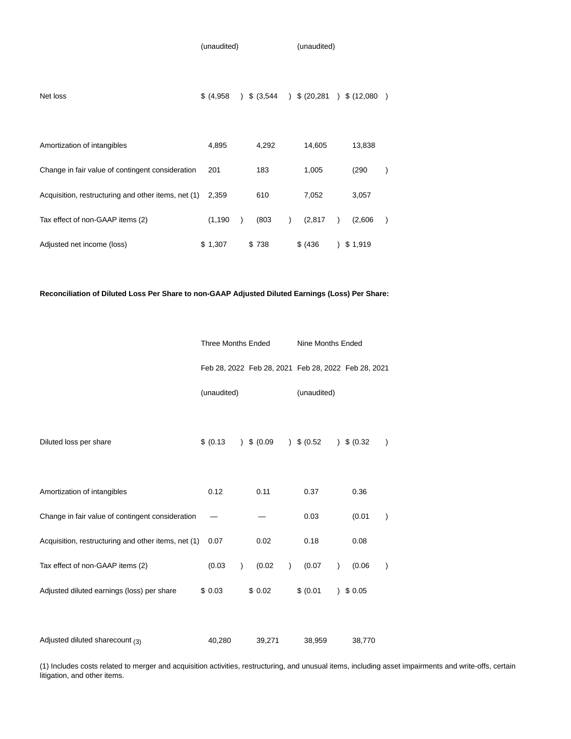| | | | | |
|---|---|---|---|---|
| | (unaudited) | | (unaudited) | |
| Net loss | $ (4,958 ) | $ (3,544 ) | $ (20,281 ) | $ (12,080 ) |
| Amortization of intangibles | 4,895 | 4,292 | 14,605 | 13,838 |
| Change in fair value of contingent consideration | 201 | 183 | 1,005 | (290 ) |
| Acquisition, restructuring and other items, net (1) | 2,359 | 610 | 7,052 | 3,057 |
| Tax effect of non-GAAP items (2) | (1,190 ) | (803 ) | (2,817 ) | (2,606 ) |
| Adjusted net income (loss) | $ 1,307 | $ 738 | $ (436 ) | $ 1,919 |

**Reconciliation of Diluted Loss Per Share to non-GAAP Adjusted Diluted Earnings (Loss) Per Share:**

| | Three Months Ended | | Nine Months Ended | |
|---|---|---|---|---|
| | Feb 28, 2022 | Feb 28, 2021 | Feb 28, 2022 | Feb 28, 2021 |
| | (unaudited) | | (unaudited) | |
| Diluted loss per share | $ (0.13 ) | $ (0.09 ) | $ (0.52 ) | $ (0.32 ) |
| Amortization of intangibles | 0.12 | 0.11 | 0.37 | 0.36 |
| Change in fair value of contingent consideration | — | — | 0.03 | (0.01 ) |
| Acquisition, restructuring and other items, net (1) | 0.07 | 0.02 | 0.18 | 0.08 |
| Tax effect of non-GAAP items (2) | (0.03 ) | (0.02 ) | (0.07 ) | (0.06 ) |
| Adjusted diluted earnings (loss) per share | $ 0.03 | $ 0.02 | $ (0.01 ) | $ 0.05 |
| Adjusted diluted sharecount (3) | 40,280 | 39,271 | 38,959 | 38,770 |

(1) Includes costs related to merger and acquisition activities, restructuring, and unusual items, including asset impairments and write-offs, certain litigation, and other items.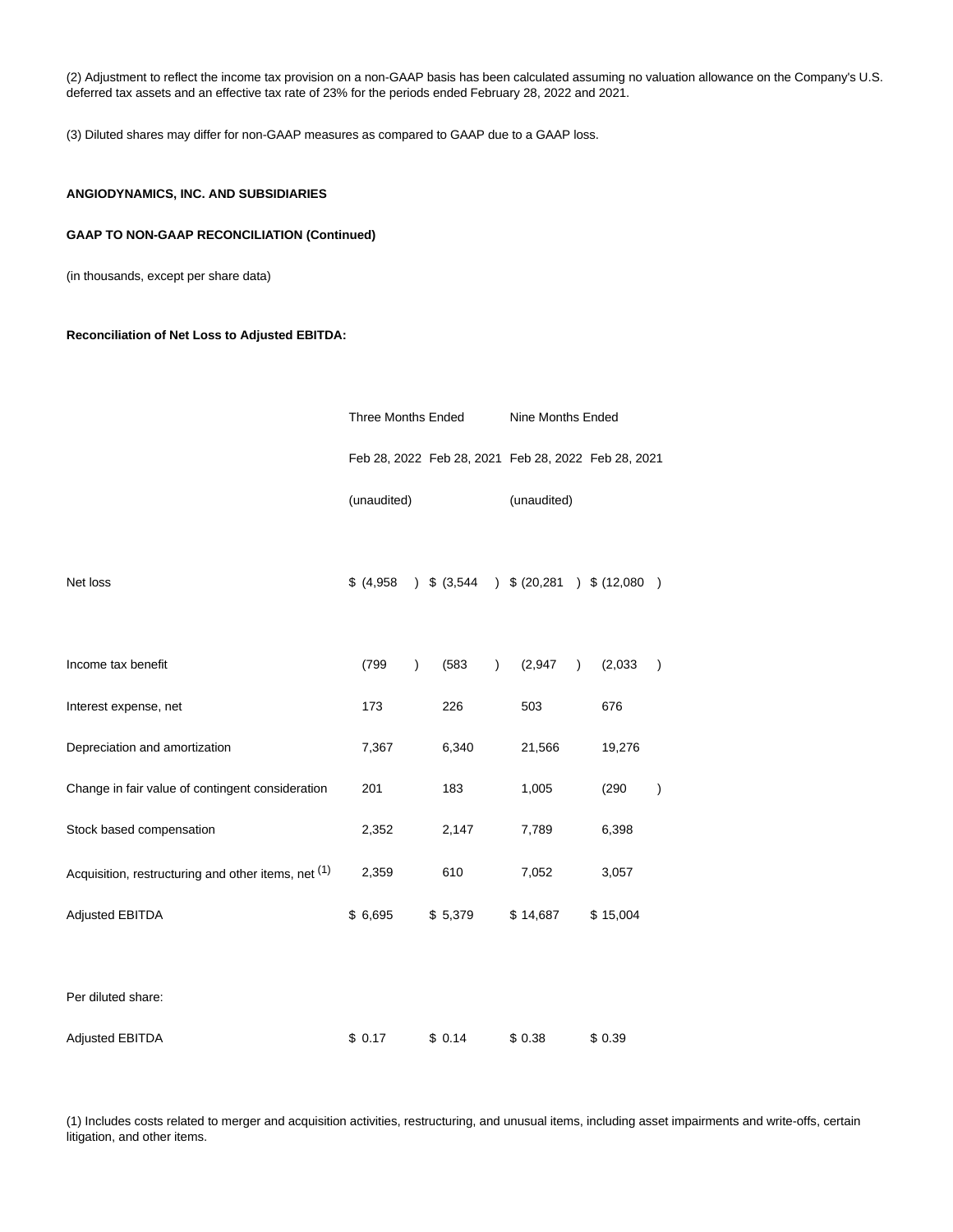(2) Adjustment to reflect the income tax provision on a non-GAAP basis has been calculated assuming no valuation allowance on the Company's U.S. deferred tax assets and an effective tax rate of 23% for the periods ended February 28, 2022 and 2021.

(3) Diluted shares may differ for non-GAAP measures as compared to GAAP due to a GAAP loss.

**ANGIODYNAMICS, INC. AND SUBSIDIARIES**

**GAAP TO NON-GAAP RECONCILIATION (Continued)**

(in thousands, except per share data)

**Reconciliation of Net Loss to Adjusted EBITDA:**

| | Three Months Ended | | Nine Months Ended | |
|---|---|---|---|---|
| | Feb 28, 2022 | Feb 28, 2021 | Feb 28, 2022 | Feb 28, 2021 |
| | (unaudited) | | (unaudited) | |
| Net loss | $ (4,958) | $ (3,544) | $ (20,281) | $ (12,080) |
| Income tax benefit | (799) | (583) | (2,947) | (2,033) |
| Interest expense, net | 173 | 226 | 503 | 676 |
| Depreciation and amortization | 7,367 | 6,340 | 21,566 | 19,276 |
| Change in fair value of contingent consideration | 201 | 183 | 1,005 | (290) |
| Stock based compensation | 2,352 | 2,147 | 7,789 | 6,398 |
| Acquisition, restructuring and other items, net (1) | 2,359 | 610 | 7,052 | 3,057 |
| Adjusted EBITDA | $ 6,695 | $ 5,379 | $ 14,687 | $ 15,004 |
| Per diluted share: | | | | |
| Adjusted EBITDA | $ 0.17 | $ 0.14 | $ 0.38 | $ 0.39 |

(1) Includes costs related to merger and acquisition activities, restructuring, and unusual items, including asset impairments and write-offs, certain litigation, and other items.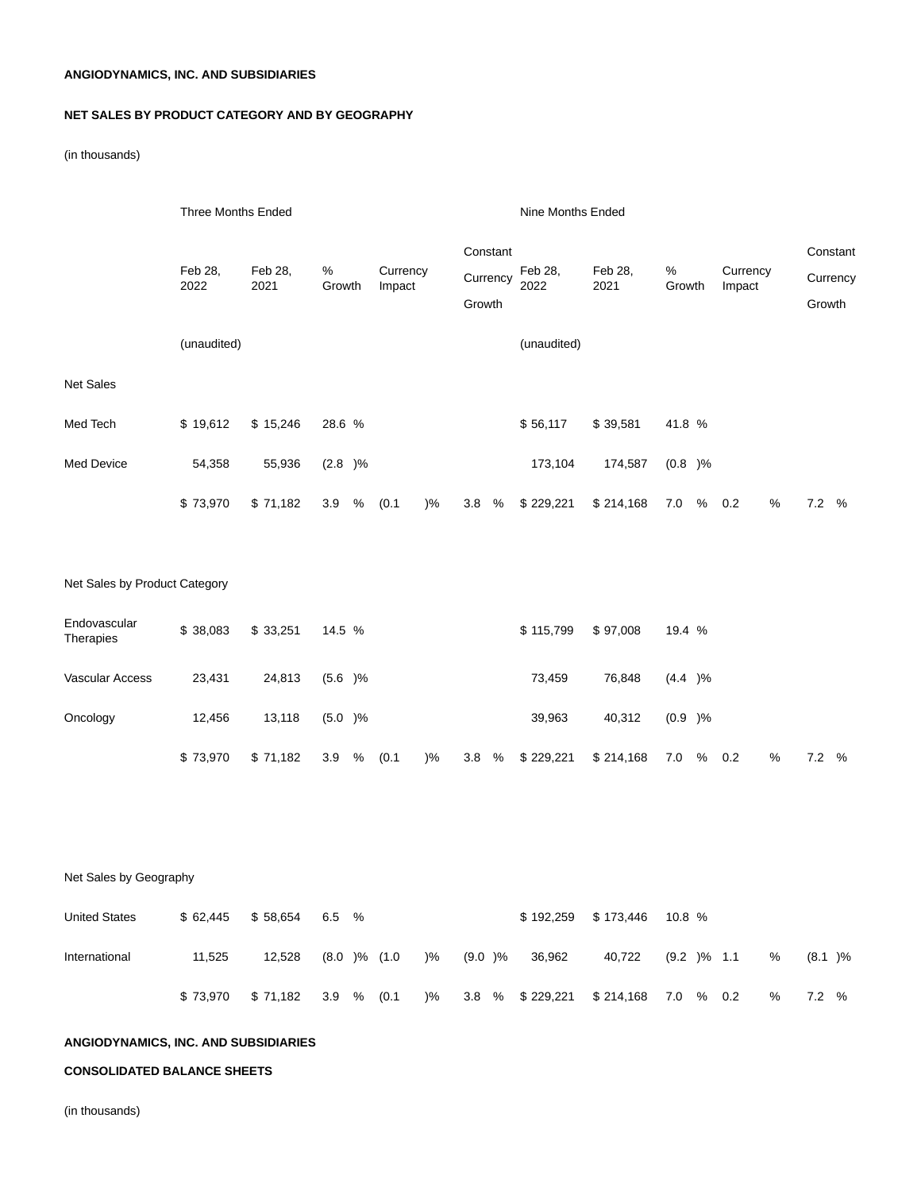**ANGIODYNAMICS, INC. AND SUBSIDIARIES**

**NET SALES BY PRODUCT CATEGORY AND BY GEOGRAPHY**

(in thousands)

| | Three Months Ended | | | | | Nine Months Ended | | | | |
|---|---|---|---|---|---|---|---|---|---|---|
| | Feb 28, 2022 | Feb 28, 2021 | % Growth | Currency Impact | Constant Currency Growth | Feb 28, 2022 | Feb 28, 2021 | % Growth | Currency Impact | Constant Currency Growth |
| | (unaudited) | | | | | (unaudited) | | | | |
| Net Sales | | | | | | | | | | |
| Med Tech | $ 19,612 | $ 15,246 | 28.6 % | | | $ 56,117 | $ 39,581 | 41.8 % | | |
| Med Device | 54,358 | 55,936 | (2.8 )% | | | 173,104 | 174,587 | (0.8 )% | | |
| | $ 73,970 | $ 71,182 | 3.9 % | (0.1 )% | 3.8 % | $ 229,221 | $ 214,168 | 7.0 % | 0.2 % | 7.2 % |
| Net Sales by Product Category | | | | | | | | | | |
| Endovascular Therapies | $ 38,083 | $ 33,251 | 14.5 % | | | $ 115,799 | $ 97,008 | 19.4 % | | |
| Vascular Access | 23,431 | 24,813 | (5.6 )% | | | 73,459 | 76,848 | (4.4 )% | | |
| Oncology | 12,456 | 13,118 | (5.0 )% | | | 39,963 | 40,312 | (0.9 )% | | |
| | $ 73,970 | $ 71,182 | 3.9 % | (0.1 )% | 3.8 % | $ 229,221 | $ 214,168 | 7.0 % | 0.2 % | 7.2 % |
| Net Sales by Geography | | | | | | | | | | |
| United States | $ 62,445 | $ 58,654 | 6.5 % | | | $ 192,259 | $ 173,446 | 10.8 % | | |
| International | 11,525 | 12,528 | (8.0 )% | (1.0 )% | (9.0 )% | 36,962 | 40,722 | (9.2 )% | 1.1 % | (8.1 )% |
| | $ 73,970 | $ 71,182 | 3.9 % | (0.1 )% | 3.8 % | $ 229,221 | $ 214,168 | 7.0 % | 0.2 % | 7.2 % |

**ANGIODYNAMICS, INC. AND SUBSIDIARIES**

**CONSOLIDATED BALANCE SHEETS**

(in thousands)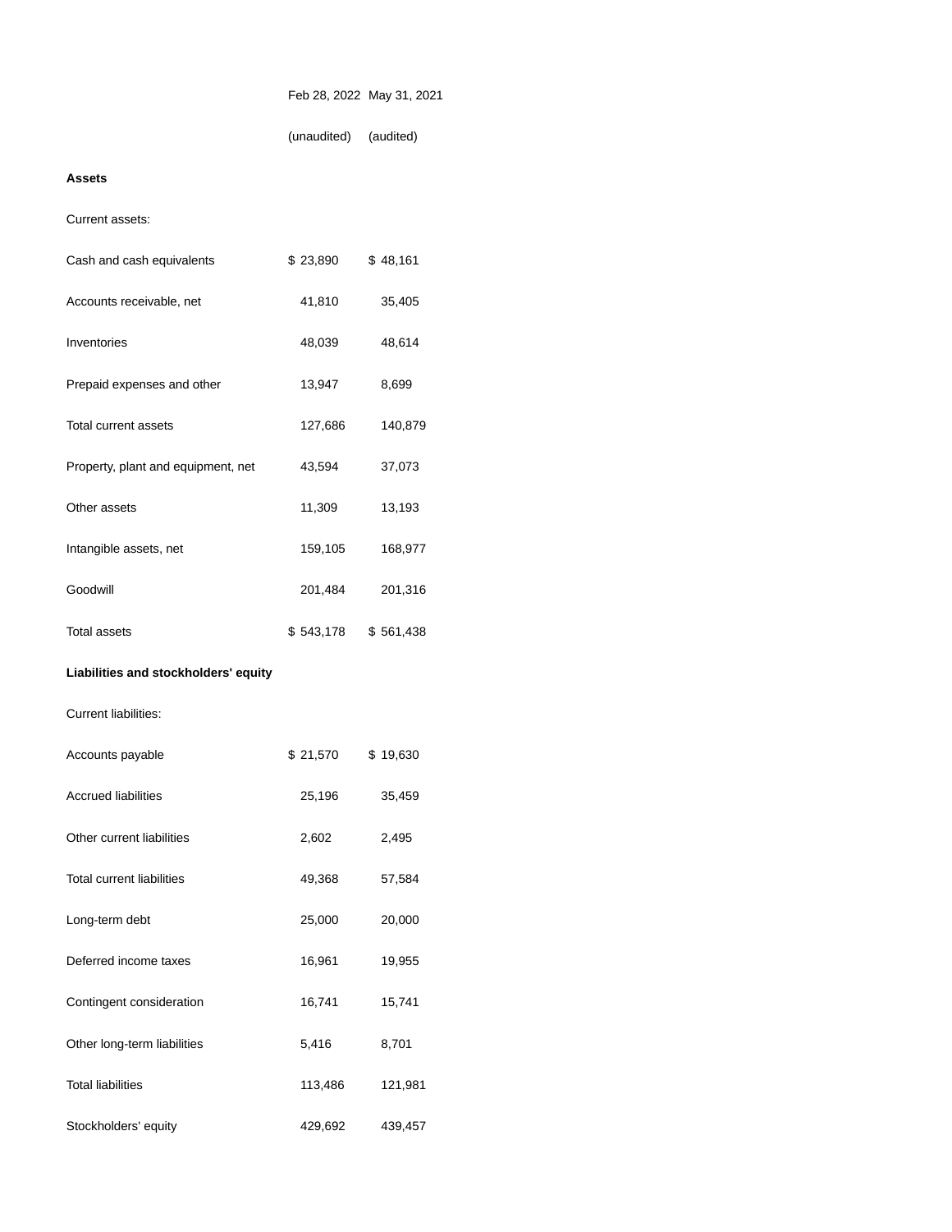| | Feb 28, 2022 | May 31, 2021 |
|---|---|---|
| | (unaudited) | (audited) |
| **Assets** | | |
| Current assets: | | |
| Cash and cash equivalents | $ 23,890 | $ 48,161 |
| Accounts receivable, net | 41,810 | 35,405 |
| Inventories | 48,039 | 48,614 |
| Prepaid expenses and other | 13,947 | 8,699 |
| Total current assets | 127,686 | 140,879 |
| Property, plant and equipment, net | 43,594 | 37,073 |
| Other assets | 11,309 | 13,193 |
| Intangible assets, net | 159,105 | 168,977 |
| Goodwill | 201,484 | 201,316 |
| Total assets | $ 543,178 | $ 561,438 |
| **Liabilities and stockholders' equity** | | |
| Current liabilities: | | |
| Accounts payable | $ 21,570 | $ 19,630 |
| Accrued liabilities | 25,196 | 35,459 |
| Other current liabilities | 2,602 | 2,495 |
| Total current liabilities | 49,368 | 57,584 |
| Long-term debt | 25,000 | 20,000 |
| Deferred income taxes | 16,961 | 19,955 |
| Contingent consideration | 16,741 | 15,741 |
| Other long-term liabilities | 5,416 | 8,701 |
| Total liabilities | 113,486 | 121,981 |
| Stockholders' equity | 429,692 | 439,457 |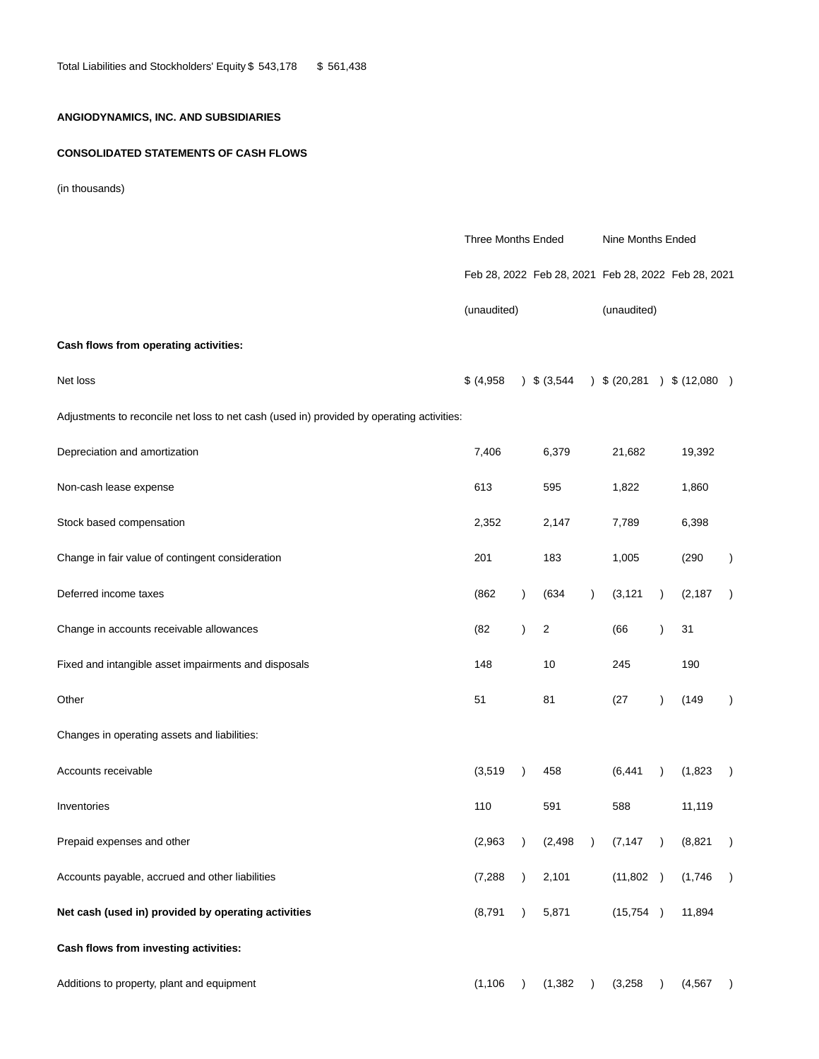Total Liabilities and Stockholders' Equity $ 543,178 $ 561,438

**ANGIODYNAMICS, INC. AND SUBSIDIARIES**

**CONSOLIDATED STATEMENTS OF CASH FLOWS**

(in thousands)

| | Three Months Ended | | Nine Months Ended | |
|---|---|---|---|---|
| | Feb 28, 2022 | Feb 28, 2021 | Feb 28, 2022 | Feb 28, 2021 |
| | (unaudited) | | (unaudited) | |
| **Cash flows from operating activities:** | | | | |
| Net loss | $ (4,958) | $ (3,544) | $ (20,281) | $ (12,080) |
| Adjustments to reconcile net loss to net cash (used in) provided by operating activities: | | | | |
| Depreciation and amortization | 7,406 | 6,379 | 21,682 | 19,392 |
| Non-cash lease expense | 613 | 595 | 1,822 | 1,860 |
| Stock based compensation | 2,352 | 2,147 | 7,789 | 6,398 |
| Change in fair value of contingent consideration | 201 | 183 | 1,005 | (290) |
| Deferred income taxes | (862) | (634) | (3,121) | (2,187) |
| Change in accounts receivable allowances | (82) | 2 | (66) | 31 |
| Fixed and intangible asset impairments and disposals | 148 | 10 | 245 | 190 |
| Other | 51 | 81 | (27) | (149) |
| Changes in operating assets and liabilities: | | | | |
| Accounts receivable | (3,519) | 458 | (6,441) | (1,823) |
| Inventories | 110 | 591 | 588 | 11,119 |
| Prepaid expenses and other | (2,963) | (2,498) | (7,147) | (8,821) |
| Accounts payable, accrued and other liabilities | (7,288) | 2,101 | (11,802) | (1,746) |
| **Net cash (used in) provided by operating activities** | (8,791) | 5,871 | (15,754) | 11,894 |
| **Cash flows from investing activities:** | | | | |
| Additions to property, plant and equipment | (1,106) | (1,382) | (3,258) | (4,567) |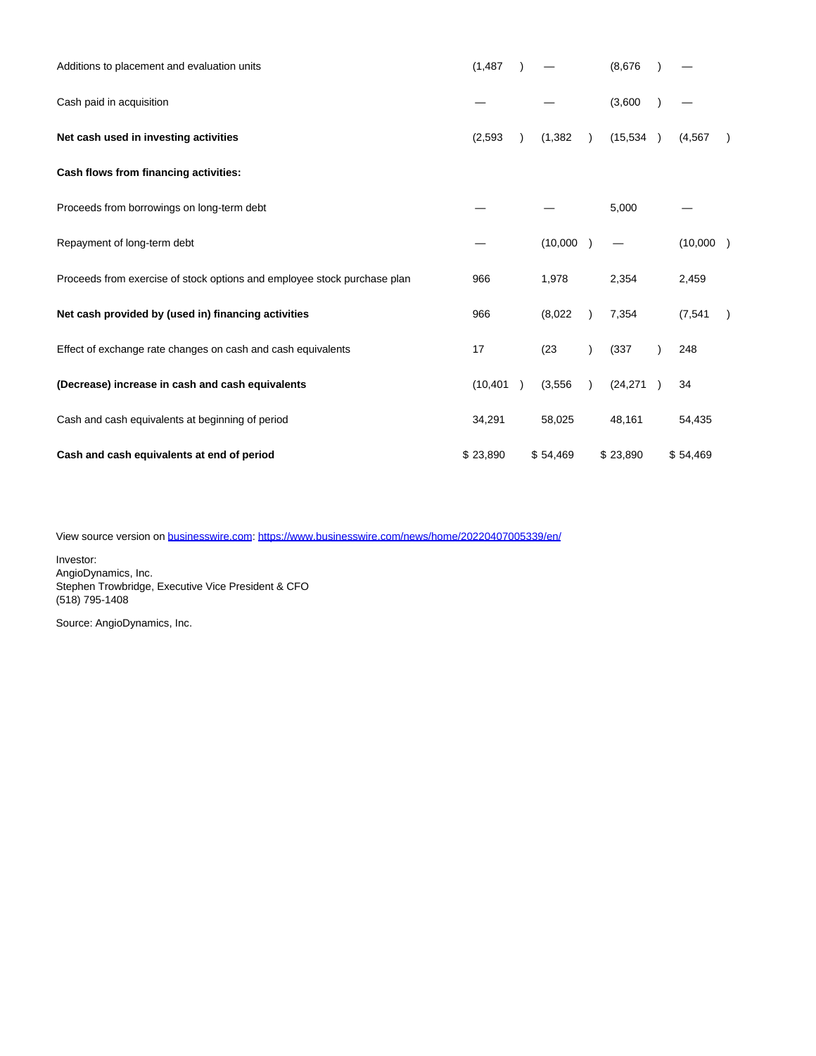| | | | | |
|---|---|---|---|---|
| Additions to placement and evaluation units | (1,487) | — | (8,676) | — |
| Cash paid in acquisition | — | — | (3,600) | — |
| **Net cash used in investing activities** | (2,593) | (1,382) | (15,534) | (4,567) |
| **Cash flows from financing activities:** | | | | |
| Proceeds from borrowings on long-term debt | — | — | 5,000 | — |
| Repayment of long-term debt | — | (10,000) | — | (10,000) |
| Proceeds from exercise of stock options and employee stock purchase plan | 966 | 1,978 | 2,354 | 2,459 |
| **Net cash provided by (used in) financing activities** | 966 | (8,022) | 7,354 | (7,541) |
| Effect of exchange rate changes on cash and cash equivalents | 17 | (23) | (337) | 248 |
| **(Decrease) increase in cash and cash equivalents** | (10,401) | (3,556) | (24,271) | 34 |
| Cash and cash equivalents at beginning of period | 34,291 | 58,025 | 48,161 | 54,435 |
| **Cash and cash equivalents at end of period** | $ 23,890 | $ 54,469 | $ 23,890 | $ 54,469 |

View source version on businesswire.com: https://www.businesswire.com/news/home/20220407005339/en/

Investor:
AngioDynamics, Inc.
Stephen Trowbridge, Executive Vice President & CFO
(518) 795-1408

Source: AngioDynamics, Inc.